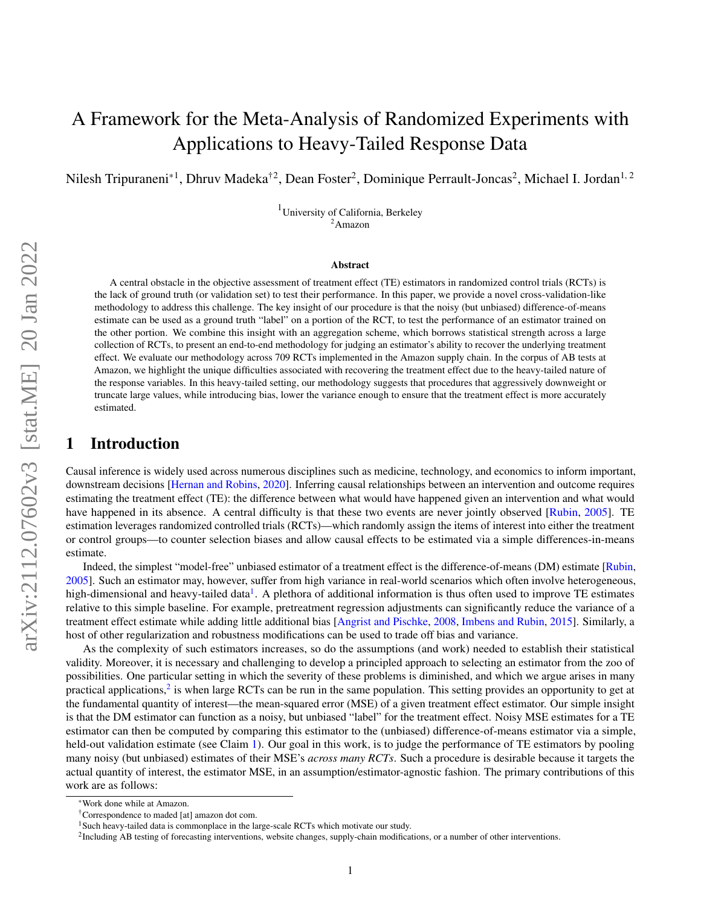# A Framework for the Meta-Analysis of Randomized Experiments with Applications to Heavy-Tailed Response Data

Nilesh Tripuraneni*[1], Dhruv Madeka†[2], Dean Foster[2], Dominique Perrault-Joncas[2], Michael I. Jordan[1, 2]

[1]University of California, Berkeley
[2]Amazon

### Abstract

A central obstacle in the objective assessment of treatment effect (TE) estimators in randomized control trials (RCTs) is the lack of ground truth (or validation set) to test their performance. In this paper, we provide a novel cross-validation-like methodology to address this challenge. The key insight of our procedure is that the noisy (but unbiased) difference-of-means estimate can be used as a ground truth "label" on a portion of the RCT, to test the performance of an estimator trained on the other portion. We combine this insight with an aggregation scheme, which borrows statistical strength across a large collection of RCTs, to present an end-to-end methodology for judging an estimator's ability to recover the underlying treatment effect. We evaluate our methodology across 709 RCTs implemented in the Amazon supply chain. In the corpus of AB tests at Amazon, we highlight the unique difficulties associated with recovering the treatment effect due to the heavy-tailed nature of the response variables. In this heavy-tailed setting, our methodology suggests that procedures that aggressively downweight or truncate large values, while introducing bias, lower the variance enough to ensure that the treatment effect is more accurately estimated.

## 1 Introduction

Causal inference is widely used across numerous disciplines such as medicine, technology, and economics to inform important, downstream decisions [Hernan and Robins, 2020]. Inferring causal relationships between an intervention and outcome requires estimating the treatment effect (TE): the difference between what would have happened given an intervention and what would have happened in its absence. A central difficulty is that these two events are never jointly observed [Rubin, 2005]. TE estimation leverages randomized controlled trials (RCTs)—which randomly assign the items of interest into either the treatment or control groups—to counter selection biases and allow causal effects to be estimated via a simple differences-in-means estimate.

Indeed, the simplest "model-free" unbiased estimator of a treatment effect is the difference-of-means (DM) estimate [Rubin, 2005]. Such an estimator may, however, suffer from high variance in real-world scenarios which often involve heterogeneous, high-dimensional and heavy-tailed data[1]. A plethora of additional information is thus often used to improve TE estimates relative to this simple baseline. For example, pretreatment regression adjustments can significantly reduce the variance of a treatment effect estimate while adding little additional bias [Angrist and Pischke, 2008, Imbens and Rubin, 2015]. Similarly, a host of other regularization and robustness modifications can be used to trade off bias and variance.

As the complexity of such estimators increases, so do the assumptions (and work) needed to establish their statistical validity. Moreover, it is necessary and challenging to develop a principled approach to selecting an estimator from the zoo of possibilities. One particular setting in which the severity of these problems is diminished, and which we argue arises in many practical applications,[2] is when large RCTs can be run in the same population. This setting provides an opportunity to get at the fundamental quantity of interest—the mean-squared error (MSE) of a given treatment effect estimator. Our simple insight is that the DM estimator can function as a noisy, but unbiased "label" for the treatment effect. Noisy MSE estimates for a TE estimator can then be computed by comparing this estimator to the (unbiased) difference-of-means estimator via a simple, held-out validation estimate (see Claim 1). Our goal in this work, is to judge the performance of TE estimators by pooling many noisy (but unbiased) estimates of their MSE's *across many RCTs*. Such a procedure is desirable because it targets the actual quantity of interest, the estimator MSE, in an assumption/estimator-agnostic fashion. The primary contributions of this work are as follows:

---

*Work done while at Amazon.

†Correspondence to maded [at] amazon dot com.

[1]Such heavy-tailed data is commonplace in the large-scale RCTs which motivate our study.

[2]Including AB testing of forecasting interventions, website changes, supply-chain modifications, or a number of other interventions.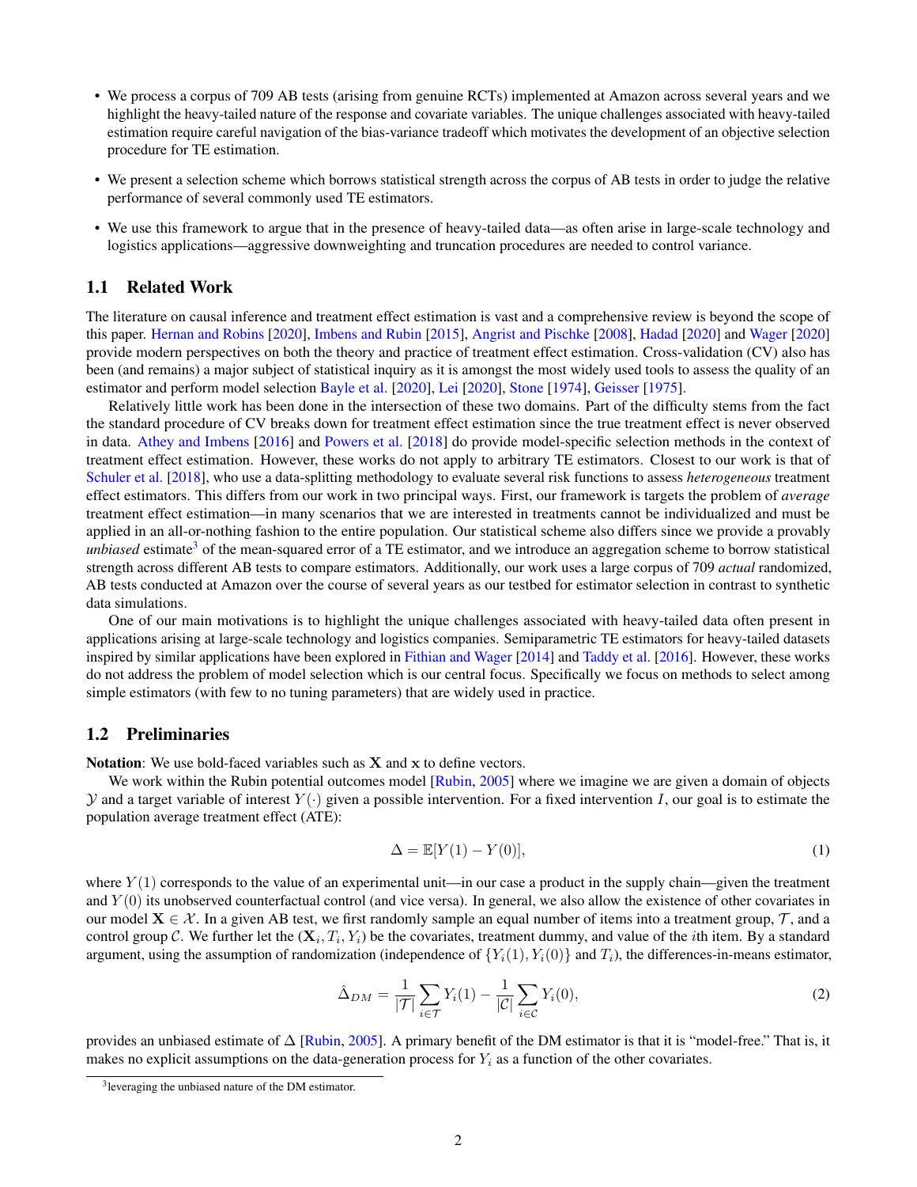- We process a corpus of 709 AB tests (arising from genuine RCTs) implemented at Amazon across several years and we highlight the heavy-tailed nature of the response and covariate variables. The unique challenges associated with heavy-tailed estimation require careful navigation of the bias-variance tradeoff which motivates the development of an objective selection procedure for TE estimation.
- We present a selection scheme which borrows statistical strength across the corpus of AB tests in order to judge the relative performance of several commonly used TE estimators.
- We use this framework to argue that in the presence of heavy-tailed data—as often arise in large-scale technology and logistics applications—aggressive downweighting and truncation procedures are needed to control variance.

## 1.1 Related Work

The literature on causal inference and treatment effect estimation is vast and a comprehensive review is beyond the scope of this paper. Hernan and Robins [2020], Imbens and Rubin [2015], Angrist and Pischke [2008], Hadad [2020] and Wager [2020] provide modern perspectives on both the theory and practice of treatment effect estimation. Cross-validation (CV) also has been (and remains) a major subject of statistical inquiry as it is amongst the most widely used tools to assess the quality of an estimator and perform model selection Bayle et al. [2020], Lei [2020], Stone [1974], Geisser [1975].

Relatively little work has been done in the intersection of these two domains. Part of the difficulty stems from the fact the standard procedure of CV breaks down for treatment effect estimation since the true treatment effect is never observed in data. Athey and Imbens [2016] and Powers et al. [2018] do provide model-specific selection methods in the context of treatment effect estimation. However, these works do not apply to arbitrary TE estimators. Closest to our work is that of Schuler et al. [2018], who use a data-splitting methodology to evaluate several risk functions to assess *heterogeneous* treatment effect estimators. This differs from our work in two principal ways. First, our framework is targets the problem of *average* treatment effect estimation—in many scenarios that we are interested in treatments cannot be individualized and must be applied in an all-or-nothing fashion to the entire population. Our statistical scheme also differs since we provide a provably *unbiased* estimate[3] of the mean-squared error of a TE estimator, and we introduce an aggregation scheme to borrow statistical strength across different AB tests to compare estimators. Additionally, our work uses a large corpus of 709 *actual* randomized, AB tests conducted at Amazon over the course of several years as our testbed for estimator selection in contrast to synthetic data simulations.

One of our main motivations is to highlight the unique challenges associated with heavy-tailed data often present in applications arising at large-scale technology and logistics companies. Semiparametric TE estimators for heavy-tailed datasets inspired by similar applications have been explored in Fithian and Wager [2014] and Taddy et al. [2016]. However, these works do not address the problem of model selection which is our central focus. Specifically we focus on methods to select among simple estimators (with few to no tuning parameters) that are widely used in practice.

## 1.2 Preliminaries

**Notation**: We use bold-faced variables such as $\mathbf{X}$ and $\mathbf{x}$ to define vectors.

We work within the Rubin potential outcomes model [Rubin, 2005] where we imagine we are given a domain of objects $\mathcal{Y}$ and a target variable of interest $Y(\cdot)$ given a possible intervention. For a fixed intervention $I$, our goal is to estimate the population average treatment effect (ATE):

$$\Delta = \mathbb{E}[Y(1) - Y(0)], \tag{1}$$

where $Y(1)$ corresponds to the value of an experimental unit—in our case a product in the supply chain—given the treatment and $Y(0)$ its unobserved counterfactual control (and vice versa). In general, we also allow the existence of other covariates in our model $\mathbf{X} \in \mathcal{X}$. In a given AB test, we first randomly sample an equal number of items into a treatment group, $\mathcal{T}$, and a control group $\mathcal{C}$. We further let the $(\mathbf{X}_i, T_i, Y_i)$ be the covariates, treatment dummy, and value of the $i$th item. By a standard argument, using the assumption of randomization (independence of $\{Y_i(1), Y_i(0)\}$ and $T_i$), the differences-in-means estimator,

$$\hat{\Delta}_{DM} = \frac{1}{|\mathcal{T}|}\sum_{i \in \mathcal{T}} Y_i(1) - \frac{1}{|\mathcal{C}|}\sum_{i \in \mathcal{C}} Y_i(0), \tag{2}$$

provides an unbiased estimate of $\Delta$ [Rubin, 2005]. A primary benefit of the DM estimator is that it is "model-free." That is, it makes no explicit assumptions on the data-generation process for $Y_i$ as a function of the other covariates.

[3] leveraging the unbiased nature of the DM estimator.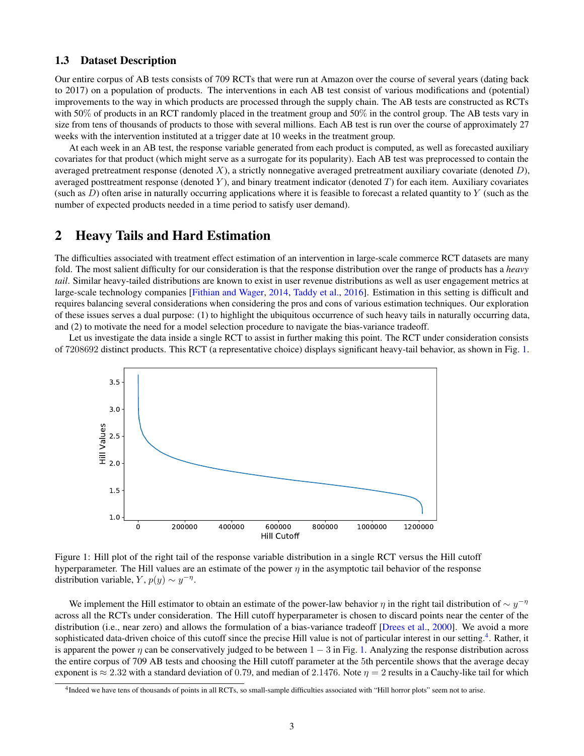### 1.3 Dataset Description

Our entire corpus of AB tests consists of 709 RCTs that were run at Amazon over the course of several years (dating back to 2017) on a population of products. The interventions in each AB test consist of various modifications and (potential) improvements to the way in which products are processed through the supply chain. The AB tests are constructed as RCTs with 50% of products in an RCT randomly placed in the treatment group and 50% in the control group. The AB tests vary in size from tens of thousands of products to those with several millions. Each AB test is run over the course of approximately 27 weeks with the intervention instituted at a trigger date at 10 weeks in the treatment group.

At each week in an AB test, the response variable generated from each product is computed, as well as forecasted auxiliary covariates for that product (which might serve as a surrogate for its popularity). Each AB test was preprocessed to contain the averaged pretreatment response (denoted $X$), a strictly nonnegative averaged pretreatment auxiliary covariate (denoted $D$), averaged posttreatment response (denoted $Y$), and binary treatment indicator (denoted $T$) for each item. Auxiliary covariates (such as $D$) often arise in naturally occurring applications where it is feasible to forecast a related quantity to $Y$ (such as the number of expected products needed in a time period to satisfy user demand).

## 2 Heavy Tails and Hard Estimation

The difficulties associated with treatment effect estimation of an intervention in large-scale commerce RCT datasets are many fold. The most salient difficulty for our consideration is that the response distribution over the range of products has a *heavy tail*. Similar heavy-tailed distributions are known to exist in user revenue distributions as well as user engagement metrics at large-scale technology companies [Fithian and Wager, 2014, Taddy et al., 2016]. Estimation in this setting is difficult and requires balancing several considerations when considering the pros and cons of various estimation techniques. Our exploration of these issues serves a dual purpose: (1) to highlight the ubiquitous occurrence of such heavy tails in naturally occurring data, and (2) to motivate the need for a model selection procedure to navigate the bias-variance tradeoff.

Let us investigate the data inside a single RCT to assist in further making this point. The RCT under consideration consists of 7208692 distinct products. This RCT (a representative choice) displays significant heavy-tail behavior, as shown in Fig. 1.

Figure 1: Hill plot of the right tail of the response variable distribution in a single RCT versus the Hill cutoff hyperparameter. The Hill values are an estimate of the power $\eta$ in the asymptotic tail behavior of the response distribution variable, $Y$, $p(y) \sim y^{-\eta}$.

We implement the Hill estimator to obtain an estimate of the power-law behavior $\eta$ in the right tail distribution of $\sim y^{-\eta}$ across all the RCTs under consideration. The Hill cutoff hyperparameter is chosen to discard points near the center of the distribution (i.e., near zero) and allows the formulation of a bias-variance tradeoff [Drees et al., 2000]. We avoid a more sophisticated data-driven choice of this cutoff since the precise Hill value is not of particular interest in our setting.[4]. Rather, it is apparent the power $\eta$ can be conservatively judged to be between $1 - 3$ in Fig. 1. Analyzing the response distribution across the entire corpus of 709 AB tests and choosing the Hill cutoff parameter at the 5th percentile shows that the average decay exponent is $\approx 2.32$ with a standard deviation of 0.79, and median of 2.1476. Note $\eta = 2$ results in a Cauchy-like tail for which

[4] Indeed we have tens of thousands of points in all RCTs, so small-sample difficulties associated with "Hill horror plots" seem not to arise.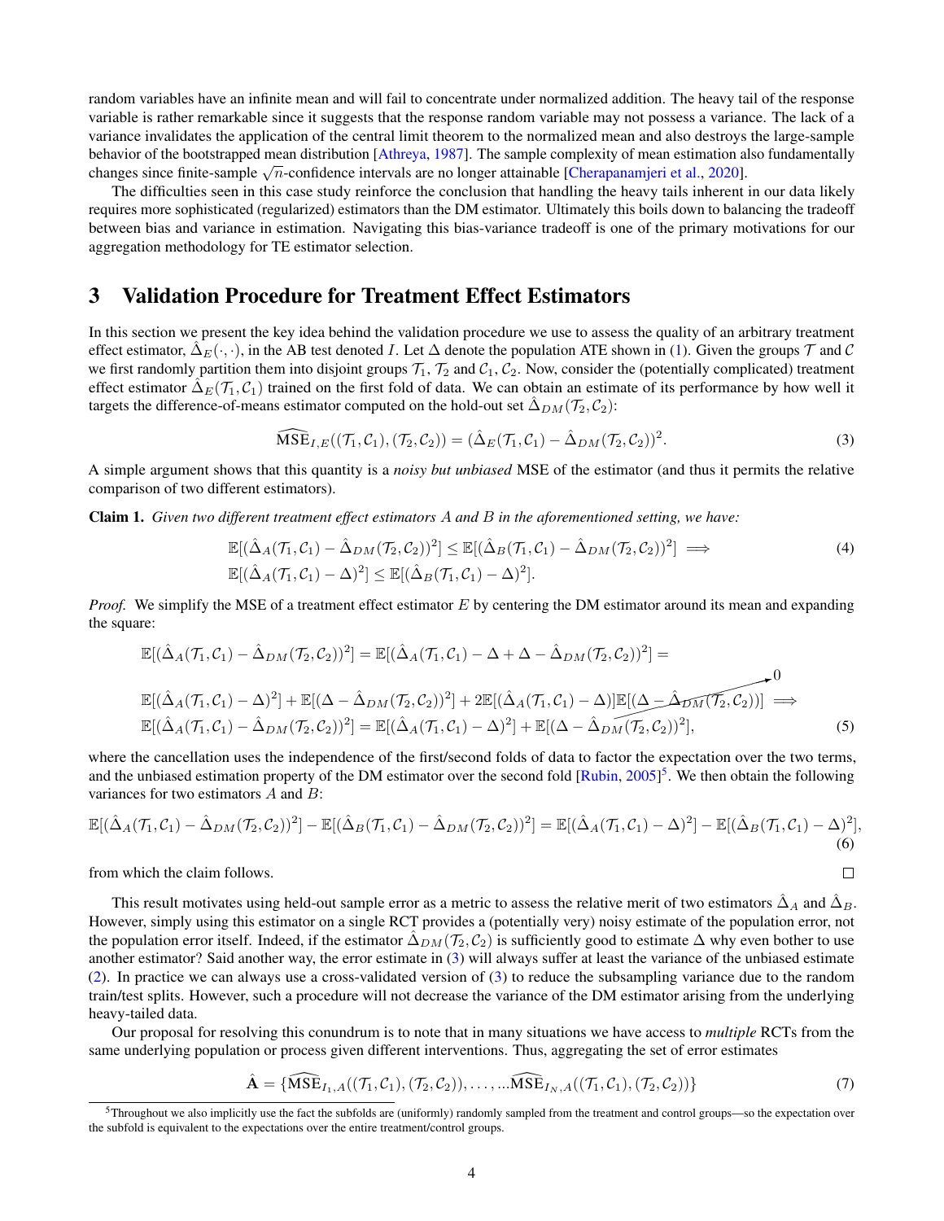random variables have an infinite mean and will fail to concentrate under normalized addition. The heavy tail of the response variable is rather remarkable since it suggests that the response random variable may not possess a variance. The lack of a variance invalidates the application of the central limit theorem to the normalized mean and also destroys the large-sample behavior of the bootstrapped mean distribution [Athreya, 1987]. The sample complexity of mean estimation also fundamentally changes since finite-sample $\sqrt{n}$-confidence intervals are no longer attainable [Cherapanamjeri et al., 2020].

The difficulties seen in this case study reinforce the conclusion that handling the heavy tails inherent in our data likely requires more sophisticated (regularized) estimators than the DM estimator. Ultimately this boils down to balancing the tradeoff between bias and variance in estimation. Navigating this bias-variance tradeoff is one of the primary motivations for our aggregation methodology for TE estimator selection.

# 3 Validation Procedure for Treatment Effect Estimators

In this section we present the key idea behind the validation procedure we use to assess the quality of an arbitrary treatment effect estimator, $\hat{\Delta}_E(\cdot,\cdot)$, in the AB test denoted $I$. Let $\Delta$ denote the population ATE shown in (1). Given the groups $\mathcal{T}$ and $\mathcal{C}$ we first randomly partition them into disjoint groups $\mathcal{T}_1$, $\mathcal{T}_2$ and $\mathcal{C}_1, \mathcal{C}_2$. Now, consider the (potentially complicated) treatment effect estimator $\hat{\Delta}_E(\mathcal{T}_1, \mathcal{C}_1)$ trained on the first fold of data. We can obtain an estimate of its performance by how well it targets the difference-of-means estimator computed on the hold-out set $\hat{\Delta}_{DM}(\mathcal{T}_2, \mathcal{C}_2)$:

$$\widehat{\text{MSE}}_{I,E}((\mathcal{T}_1, \mathcal{C}_1), (\mathcal{T}_2, \mathcal{C}_2)) = (\hat{\Delta}_E(\mathcal{T}_1, \mathcal{C}_1) - \hat{\Delta}_{DM}(\mathcal{T}_2, \mathcal{C}_2))^2. \tag{3}$$

A simple argument shows that this quantity is a *noisy but unbiased* MSE of the estimator (and thus it permits the relative comparison of two different estimators).

**Claim 1.** *Given two different treatment effect estimators $A$ and $B$ in the aforementioned setting, we have:*

$$\begin{aligned} &\mathbb{E}[(\hat{\Delta}_A(\mathcal{T}_1, \mathcal{C}_1) - \hat{\Delta}_{DM}(\mathcal{T}_2, \mathcal{C}_2))^2] \leq \mathbb{E}[(\hat{\Delta}_B(\mathcal{T}_1, \mathcal{C}_1) - \hat{\Delta}_{DM}(\mathcal{T}_2, \mathcal{C}_2))^2] \implies \\ &\mathbb{E}[(\hat{\Delta}_A(\mathcal{T}_1, \mathcal{C}_1) - \Delta)^2] \leq \mathbb{E}[(\hat{\Delta}_B(\mathcal{T}_1, \mathcal{C}_1) - \Delta)^2]. \end{aligned} \tag{4}$$

*Proof.* We simplify the MSE of a treatment effect estimator $E$ by centering the DM estimator around its mean and expanding the square:

$$\begin{aligned} &\mathbb{E}[(\hat{\Delta}_A(\mathcal{T}_1, \mathcal{C}_1) - \hat{\Delta}_{DM}(\mathcal{T}_2, \mathcal{C}_2))^2] = \mathbb{E}[(\hat{\Delta}_A(\mathcal{T}_1, \mathcal{C}_1) - \Delta + \Delta - \hat{\Delta}_{DM}(\mathcal{T}_2, \mathcal{C}_2))^2] = \\ &\mathbb{E}[(\hat{\Delta}_A(\mathcal{T}_1, \mathcal{C}_1) - \Delta)^2] + \mathbb{E}[(\Delta - \hat{\Delta}_{DM}(\mathcal{T}_2, \mathcal{C}_2))^2] + 2\mathbb{E}[(\hat{\Delta}_A(\mathcal{T}_1, \mathcal{C}_1) - \Delta)]\underbrace{\mathbb{E}[(\Delta - \hat{\Delta}_{DM}(\mathcal{T}_2, \mathcal{C}_2))]}_{0} \implies \\ &\mathbb{E}[(\hat{\Delta}_A(\mathcal{T}_1, \mathcal{C}_1) - \hat{\Delta}_{DM}(\mathcal{T}_2, \mathcal{C}_2))^2] = \mathbb{E}[(\hat{\Delta}_A(\mathcal{T}_1, \mathcal{C}_1) - \Delta)^2] + \mathbb{E}[(\Delta - \hat{\Delta}_{DM}(\mathcal{T}_2, \mathcal{C}_2))^2], \end{aligned} \tag{5}$$

where the cancellation uses the independence of the first/second folds of data to factor the expectation over the two terms, and the unbiased estimation property of the DM estimator over the second fold [Rubin, 2005][5]. We then obtain the following variances for two estimators $A$ and $B$:

$$\mathbb{E}[(\hat{\Delta}_A(\mathcal{T}_1, \mathcal{C}_1) - \hat{\Delta}_{DM}(\mathcal{T}_2, \mathcal{C}_2))^2] - \mathbb{E}[(\hat{\Delta}_B(\mathcal{T}_1, \mathcal{C}_1) - \hat{\Delta}_{DM}(\mathcal{T}_2, \mathcal{C}_2))^2] = \mathbb{E}[(\hat{\Delta}_A(\mathcal{T}_1, \mathcal{C}_1) - \Delta)^2] - \mathbb{E}[(\hat{\Delta}_B(\mathcal{T}_1, \mathcal{C}_1) - \Delta)^2], \tag{6}$$

from which the claim follows. ∎

This result motivates using held-out sample error as a metric to assess the relative merit of two estimators $\hat{\Delta}_A$ and $\hat{\Delta}_B$. However, simply using this estimator on a single RCT provides a (potentially very) noisy estimate of the population error, not the population error itself. Indeed, if the estimator $\hat{\Delta}_{DM}(\mathcal{T}_2, \mathcal{C}_2)$ is sufficiently good to estimate $\Delta$ why even bother to use another estimator? Said another way, the error estimate in (3) will always suffer at least the variance of the unbiased estimate (2). In practice we can always use a cross-validated version of (3) to reduce the subsampling variance due to the random train/test splits. However, such a procedure will not decrease the variance of the DM estimator arising from the underlying heavy-tailed data.

Our proposal for resolving this conundrum is to note that in many situations we have access to *multiple* RCTs from the same underlying population or process given different interventions. Thus, aggregating the set of error estimates

$$\hat{\mathbf{A}} = \{\widehat{\text{MSE}}_{I_1,A}((\mathcal{T}_1, \mathcal{C}_1), (\mathcal{T}_2, \mathcal{C}_2)), \ldots, \ldots\widehat{\text{MSE}}_{I_N,A}((\mathcal{T}_1, \mathcal{C}_1), (\mathcal{T}_2, \mathcal{C}_2))\} \tag{7}$$

[5] Throughout we also implicitly use the fact the subfolds are (uniformly) randomly sampled from the treatment and control groups—so the expectation over the subfold is equivalent to the expectations over the entire treatment/control groups.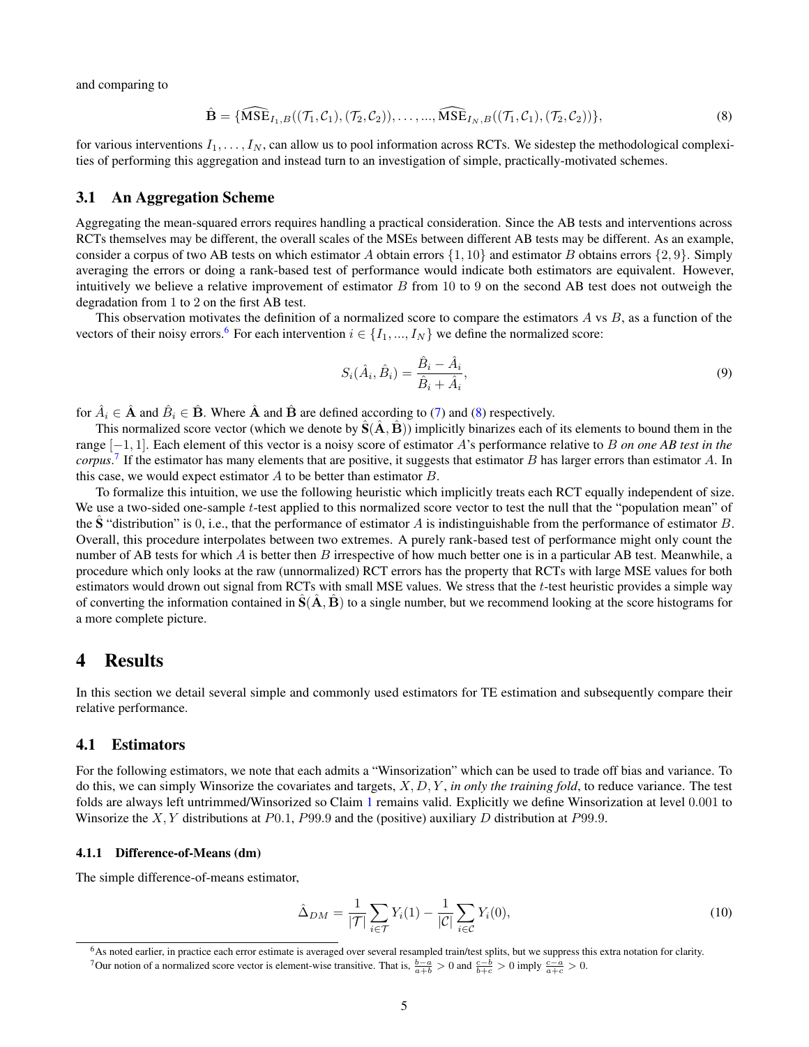and comparing to

$$\hat{\mathbf{B}} = \{\widehat{\text{MSE}}_{I_1,B}((\mathcal{T}_1, \mathcal{C}_1), (\mathcal{T}_2, \mathcal{C}_2)), \ldots, ..., \widehat{\text{MSE}}_{I_N,B}((\mathcal{T}_1, \mathcal{C}_1), (\mathcal{T}_2, \mathcal{C}_2))\}, \tag{8}$$

for various interventions $I_1, \ldots, I_N$, can allow us to pool information across RCTs. We sidestep the methodological complexities of performing this aggregation and instead turn to an investigation of simple, practically-motivated schemes.

## 3.1 An Aggregation Scheme

Aggregating the mean-squared errors requires handling a practical consideration. Since the AB tests and interventions across RCTs themselves may be different, the overall scales of the MSEs between different AB tests may be different. As an example, consider a corpus of two AB tests on which estimator $A$ obtain errors $\{1, 10\}$ and estimator $B$ obtains errors $\{2, 9\}$. Simply averaging the errors or doing a rank-based test of performance would indicate both estimators are equivalent. However, intuitively we believe a relative improvement of estimator $B$ from 10 to 9 on the second AB test does not outweigh the degradation from 1 to 2 on the first AB test.

This observation motivates the definition of a normalized score to compare the estimators $A$ vs $B$, as a function of the vectors of their noisy errors.[6] For each intervention $i \in \{I_1, ..., I_N\}$ we define the normalized score:

$$S_i(\hat{A}_i, \hat{B}_i) = \frac{\hat{B}_i - \hat{A}_i}{\hat{B}_i + \hat{A}_i}, \tag{9}$$

for $\hat{A}_i \in \hat{\mathbf{A}}$ and $\hat{B}_i \in \hat{\mathbf{B}}$. Where $\hat{\mathbf{A}}$ and $\hat{\mathbf{B}}$ are defined according to (7) and (8) respectively.

This normalized score vector (which we denote by $\hat{\mathbf{S}}(\hat{\mathbf{A}}, \hat{\mathbf{B}})$) implicitly binarizes each of its elements to bound them in the range $[-1, 1]$. Each element of this vector is a noisy score of estimator $A$'s performance relative to $B$ *on one AB test in the corpus*.[7] If the estimator has many elements that are positive, it suggests that estimator $B$ has larger errors than estimator $A$. In this case, we would expect estimator $A$ to be better than estimator $B$.

To formalize this intuition, we use the following heuristic which implicitly treats each RCT equally independent of size. We use a two-sided one-sample $t$-test applied to this normalized score vector to test the null that the "population mean" of the $\hat{\mathbf{S}}$ "distribution" is 0, i.e., that the performance of estimator $A$ is indistinguishable from the performance of estimator $B$. Overall, this procedure interpolates between two extremes. A purely rank-based test of performance might only count the number of AB tests for which $A$ is better then $B$ irrespective of how much better one is in a particular AB test. Meanwhile, a procedure which only looks at the raw (unnormalized) RCT errors has the property that RCTs with large MSE values for both estimators would drown out signal from RCTs with small MSE values. We stress that the $t$-test heuristic provides a simple way of converting the information contained in $\hat{\mathbf{S}}(\hat{\mathbf{A}}, \hat{\mathbf{B}})$ to a single number, but we recommend looking at the score histograms for a more complete picture.

# 4 Results

In this section we detail several simple and commonly used estimators for TE estimation and subsequently compare their relative performance.

## 4.1 Estimators

For the following estimators, we note that each admits a "Winsorization" which can be used to trade off bias and variance. To do this, we can simply Winsorize the covariates and targets, $X, D, Y$, *in only the training fold*, to reduce variance. The test folds are always left untrimmed/Winsorized so Claim 1 remains valid. Explicitly we define Winsorization at level 0.001 to Winsorize the $X, Y$ distributions at $P0.1$, $P99.9$ and the (positive) auxiliary $D$ distribution at $P99.9$.

### 4.1.1 Difference-of-Means (dm)

The simple difference-of-means estimator,

$$\hat{\Delta}_{DM} = \frac{1}{|\mathcal{T}|} \sum_{i \in \mathcal{T}} Y_i(1) - \frac{1}{|\mathcal{C}|} \sum_{i \in \mathcal{C}} Y_i(0), \tag{10}$$

[6] As noted earlier, in practice each error estimate is averaged over several resampled train/test splits, but we suppress this extra notation for clarity.

[7] Our notion of a normalized score vector is element-wise transitive. That is, $\frac{b-a}{a+b} > 0$ and $\frac{c-b}{b+c} > 0$ imply $\frac{c-a}{a+c} > 0$.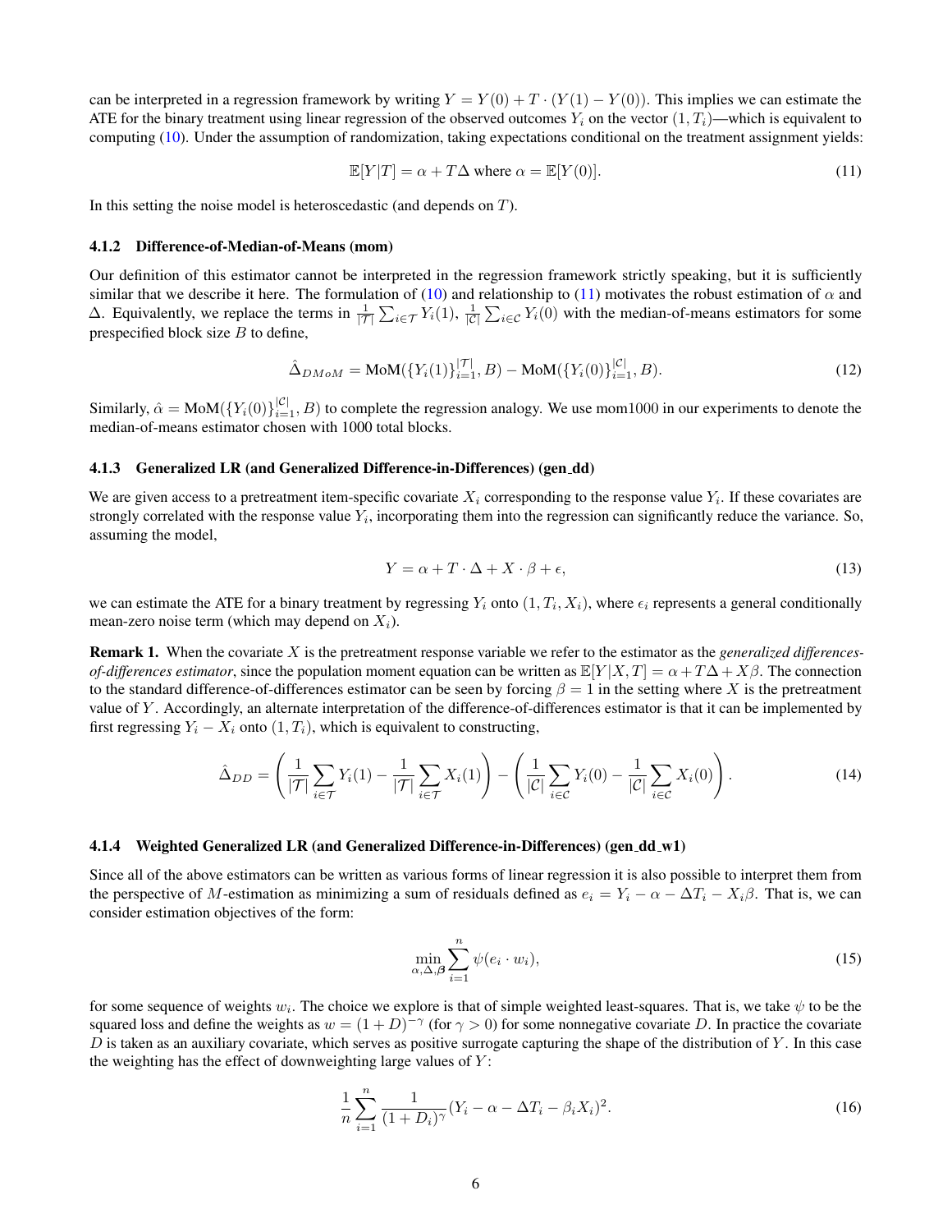can be interpreted in a regression framework by writing $Y = Y(0) + T \cdot (Y(1) - Y(0))$. This implies we can estimate the ATE for the binary treatment using linear regression of the observed outcomes $Y_i$ on the vector $(1, T_i)$—which is equivalent to computing (10). Under the assumption of randomization, taking expectations conditional on the treatment assignment yields:

$$\mathbb{E}[Y|T] = \alpha + T\Delta \text{ where } \alpha = \mathbb{E}[Y(0)]. \tag{11}$$

In this setting the noise model is heteroscedastic (and depends on $T$).

### 4.1.2 Difference-of-Median-of-Means (mom)

Our definition of this estimator cannot be interpreted in the regression framework strictly speaking, but it is sufficiently similar that we describe it here. The formulation of (10) and relationship to (11) motivates the robust estimation of $\alpha$ and $\Delta$. Equivalently, we replace the terms in $\frac{1}{|\mathcal{T}|}\sum_{i \in \mathcal{T}} Y_i(1)$, $\frac{1}{|\mathcal{C}|}\sum_{i \in \mathcal{C}} Y_i(0)$ with the median-of-means estimators for some prespecified block size $B$ to define,

$$\hat{\Delta}_{DMoM} = \text{MoM}(\{Y_i(1)\}_{i=1}^{|\mathcal{T}|}, B) - \text{MoM}(\{Y_i(0)\}_{i=1}^{|\mathcal{C}|}, B). \tag{12}$$

Similarly, $\hat{\alpha} = \text{MoM}(\{Y_i(0)\}_{i=1}^{|\mathcal{C}|}, B)$ to complete the regression analogy. We use mom1000 in our experiments to denote the median-of-means estimator chosen with 1000 total blocks.

### 4.1.3 Generalized LR (and Generalized Difference-in-Differences) (gen_dd)

We are given access to a pretreatment item-specific covariate $X_i$ corresponding to the response value $Y_i$. If these covariates are strongly correlated with the response value $Y_i$, incorporating them into the regression can significantly reduce the variance. So, assuming the model,

$$Y = \alpha + T \cdot \Delta + X \cdot \beta + \epsilon, \tag{13}$$

we can estimate the ATE for a binary treatment by regressing $Y_i$ onto $(1, T_i, X_i)$, where $\epsilon_i$ represents a general conditionally mean-zero noise term (which may depend on $X_i$).

**Remark 1.** When the covariate $X$ is the pretreatment response variable we refer to the estimator as the *generalized differences-of-differences estimator*, since the population moment equation can be written as $\mathbb{E}[Y|X, T] = \alpha + T\Delta + X\beta$. The connection to the standard difference-of-differences estimator can be seen by forcing $\beta = 1$ in the setting where $X$ is the pretreatment value of $Y$. Accordingly, an alternate interpretation of the difference-of-differences estimator is that it can be implemented by first regressing $Y_i - X_i$ onto $(1, T_i)$, which is equivalent to constructing,

$$\hat{\Delta}_{DD} = \left( \frac{1}{|\mathcal{T}|} \sum_{i \in \mathcal{T}} Y_i(1) - \frac{1}{|\mathcal{T}|} \sum_{i \in \mathcal{T}} X_i(1) \right) - \left( \frac{1}{|\mathcal{C}|} \sum_{i \in \mathcal{C}} Y_i(0) - \frac{1}{|\mathcal{C}|} \sum_{i \in \mathcal{C}} X_i(0) \right). \tag{14}$$

### 4.1.4 Weighted Generalized LR (and Generalized Difference-in-Differences) (gen_dd_w1)

Since all of the above estimators can be written as various forms of linear regression it is also possible to interpret them from the perspective of $M$-estimation as minimizing a sum of residuals defined as $e_i = Y_i - \alpha - \Delta T_i - X_i\beta$. That is, we can consider estimation objectives of the form:

$$\min_{\alpha, \Delta, \boldsymbol{\beta}} \sum_{i=1}^{n} \psi(e_i \cdot w_i), \tag{15}$$

for some sequence of weights $w_i$. The choice we explore is that of simple weighted least-squares. That is, we take $\psi$ to be the squared loss and define the weights as $w = (1 + D)^{-\gamma}$ (for $\gamma > 0$) for some nonnegative covariate $D$. In practice the covariate $D$ is taken as an auxiliary covariate, which serves as positive surrogate capturing the shape of the distribution of $Y$. In this case the weighting has the effect of downweighting large values of $Y$:

$$\frac{1}{n} \sum_{i=1}^{n} \frac{1}{(1 + D_i)^{\gamma}} (Y_i - \alpha - \Delta T_i - \beta_i X_i)^2. \tag{16}$$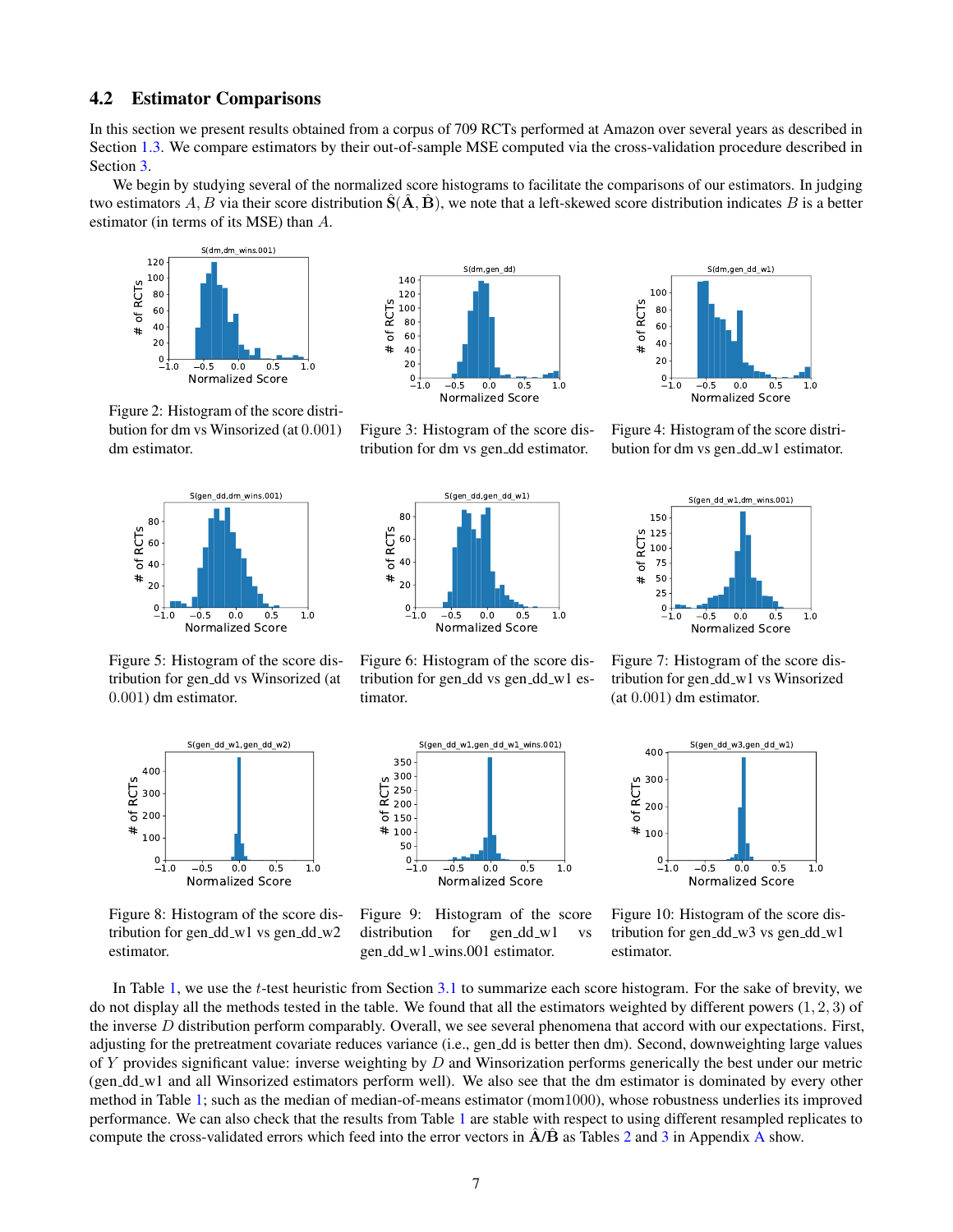### 4.2 Estimator Comparisons

In this section we present results obtained from a corpus of 709 RCTs performed at Amazon over several years as described in Section 1.3. We compare estimators by their out-of-sample MSE computed via the cross-validation procedure described in Section 3.

We begin by studying several of the normalized score histograms to facilitate the comparisons of our estimators. In judging two estimators $A, B$ via their score distribution $\hat{\mathbf{S}}(\hat{\mathbf{A}}, \hat{\mathbf{B}})$, we note that a left-skewed score distribution indicates $B$ is a better estimator (in terms of its MSE) than $A$.

Figure 2: Histogram of the score distribution for dm vs Winsorized (at 0.001) dm estimator.

Figure 3: Histogram of the score distribution for dm vs gen_dd estimator.

Figure 4: Histogram of the score distribution for dm vs gen_dd_w1 estimator.

Figure 5: Histogram of the score distribution for gen_dd vs Winsorized (at 0.001) dm estimator.

Figure 6: Histogram of the score distribution for gen_dd vs gen_dd_w1 estimator.

Figure 7: Histogram of the score distribution for gen_dd_w1 vs Winsorized (at 0.001) dm estimator.

Figure 8: Histogram of the score distribution for gen_dd_w1 vs gen_dd_w2 estimator.

Figure 9: Histogram of the score distribution for gen_dd_w1 vs gen_dd_w1_wins.001 estimator.

Figure 10: Histogram of the score distribution for gen_dd_w3 vs gen_dd_w1 estimator.

In Table 1, we use the $t$-test heuristic from Section 3.1 to summarize each score histogram. For the sake of brevity, we do not display all the methods tested in the table. We found that all the estimators weighted by different powers $(1, 2, 3)$ of the inverse $D$ distribution perform comparably. Overall, we see several phenomena that accord with our expectations. First, adjusting for the pretreatment covariate reduces variance (i.e., gen_dd is better then dm). Second, downweighting large values of $Y$ provides significant value: inverse weighting by $D$ and Winsorization performs generically the best under our metric (gen_dd_w1 and all Winsorized estimators perform well). We also see that the dm estimator is dominated by every other method in Table 1; such as the median of median-of-means estimator (mom1000), whose robustness underlies its improved performance. We can also check that the results from Table 1 are stable with respect to using different resampled replicates to compute the cross-validated errors which feed into the error vectors in $\hat{\mathbf{A}}/\hat{\mathbf{B}}$ as Tables 2 and 3 in Appendix A show.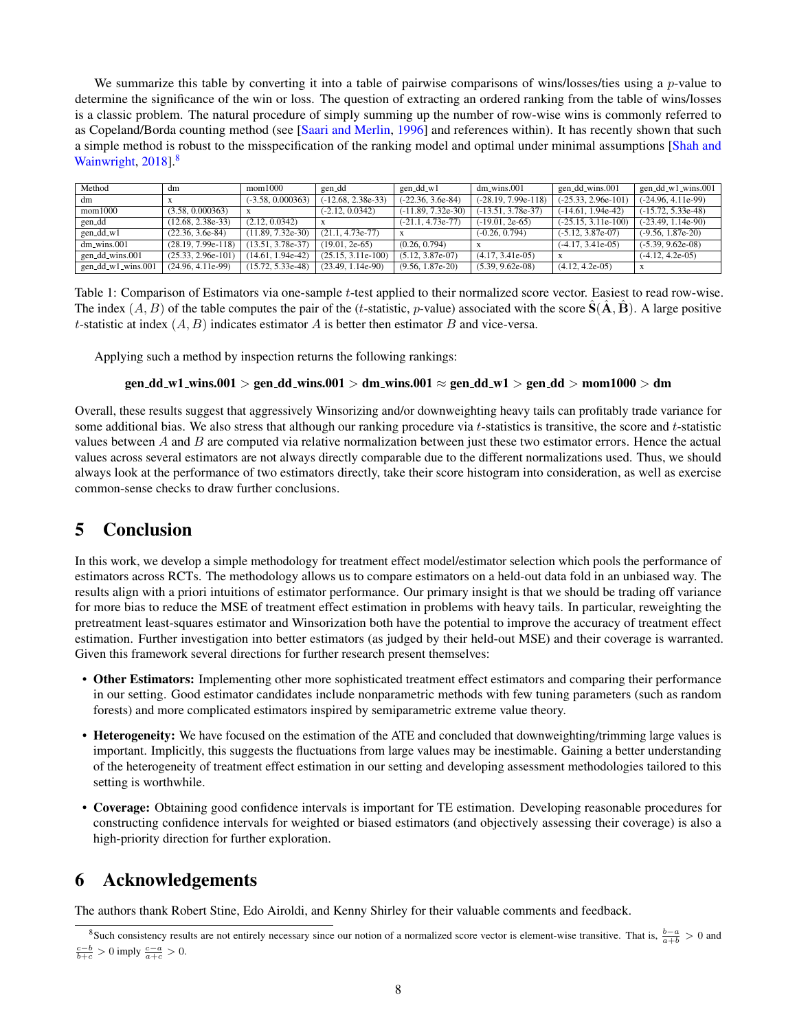We summarize this table by converting it into a table of pairwise comparisons of wins/losses/ties using a $p$-value to determine the significance of the win or loss. The question of extracting an ordered ranking from the table of wins/losses is a classic problem. The natural procedure of simply summing up the number of row-wise wins is commonly referred to as Copeland/Borda counting method (see [Saari and Merlin, 1996] and references within). It has recently shown that such a simple method is robust to the misspecification of the ranking model and optimal under minimal assumptions [Shah and Wainwright, 2018].[8]

| Method | dm | mom1000 | gen_dd | gen_dd_w1 | dm_wins.001 | gen_dd_wins.001 | gen_dd_w1_wins.001 |
|---|---|---|---|---|---|---|---|
| dm | x | (-3.58, 0.000363) | (-12.68, 2.38e-33) | (-22.36, 3.6e-84) | (-28.19, 7.99e-118) | (-25.33, 2.96e-101) | (-24.96, 4.11e-99) |
| mom1000 | (3.58, 0.000363) | x | (-2.12, 0.0342) | (-11.89, 7.32e-30) | (-13.51, 3.78e-37) | (-14.61, 1.94e-42) | (-15.72, 5.33e-48) |
| gen_dd | (12.68, 2.38e-33) | (2.12, 0.0342) | x | (-21.1, 4.73e-77) | (-19.01, 2e-65) | (-25.15, 3.11e-100) | (-23.49, 1.14e-90) |
| gen_dd_w1 | (22.36, 3.6e-84) | (11.89, 7.32e-30) | (21.1, 4.73e-77) | x | (-0.26, 0.794) | (-5.12, 3.87e-07) | (-9.56, 1.87e-20) |
| dm_wins.001 | (28.19, 7.99e-118) | (13.51, 3.78e-37) | (19.01, 2e-65) | (0.26, 0.794) | x | (-4.17, 3.41e-05) | (-5.39, 9.62e-08) |
| gen_dd_wins.001 | (25.33, 2.96e-101) | (14.61, 1.94e-42) | (25.15, 3.11e-100) | (5.12, 3.87e-07) | (4.17, 3.41e-05) | x | (-4.12, 4.2e-05) |
| gen_dd_w1_wins.001 | (24.96, 4.11e-99) | (15.72, 5.33e-48) | (23.49, 1.14e-90) | (9.56, 1.87e-20) | (5.39, 9.62e-08) | (4.12, 4.2e-05) | x |

Table 1: Comparison of Estimators via one-sample $t$-test applied to their normalized score vector. Easiest to read row-wise. The index $(A, B)$ of the table computes the pair of the ($t$-statistic, $p$-value) associated with the score $\hat{\mathbf{S}}(\hat{\mathbf{A}}, \hat{\mathbf{B}})$. A large positive $t$-statistic at index $(A, B)$ indicates estimator $A$ is better then estimator $B$ and vice-versa.

Applying such a method by inspection returns the following rankings:

$$\textbf{gen\_dd\_w1\_wins.001} > \textbf{gen\_dd\_wins.001} > \textbf{dm\_wins.001} \approx \textbf{gen\_dd\_w1} > \textbf{gen\_dd} > \textbf{mom1000} > \textbf{dm}$$

Overall, these results suggest that aggressively Winsorizing and/or downweighting heavy tails can profitably trade variance for some additional bias. We also stress that although our ranking procedure via $t$-statistics is transitive, the score and $t$-statistic values between $A$ and $B$ are computed via relative normalization between just these two estimator errors. Hence the actual values across several estimators are not always directly comparable due to the different normalizations used. Thus, we should always look at the performance of two estimators directly, take their score histogram into consideration, as well as exercise common-sense checks to draw further conclusions.

# 5 Conclusion

In this work, we develop a simple methodology for treatment effect model/estimator selection which pools the performance of estimators across RCTs. The methodology allows us to compare estimators on a held-out data fold in an unbiased way. The results align with a priori intuitions of estimator performance. Our primary insight is that we should be trading off variance for more bias to reduce the MSE of treatment effect estimation in problems with heavy tails. In particular, reweighting the pretreatment least-squares estimator and Winsorization both have the potential to improve the accuracy of treatment effect estimation. Further investigation into better estimators (as judged by their held-out MSE) and their coverage is warranted. Given this framework several directions for further research present themselves:

- **Other Estimators:** Implementing other more sophisticated treatment effect estimators and comparing their performance in our setting. Good estimator candidates include nonparametric methods with few tuning parameters (such as random forests) and more complicated estimators inspired by semiparametric extreme value theory.
- **Heterogeneity:** We have focused on the estimation of the ATE and concluded that downweighting/trimming large values is important. Implicitly, this suggests the fluctuations from large values may be inestimable. Gaining a better understanding of the heterogeneity of treatment effect estimation in our setting and developing assessment methodologies tailored to this setting is worthwhile.
- **Coverage:** Obtaining good confidence intervals is important for TE estimation. Developing reasonable procedures for constructing confidence intervals for weighted or biased estimators (and objectively assessing their coverage) is also a high-priority direction for further exploration.

# 6 Acknowledgements

The authors thank Robert Stine, Edo Airoldi, and Kenny Shirley for their valuable comments and feedback.

[8] Such consistency results are not entirely necessary since our notion of a normalized score vector is element-wise transitive. That is, $\frac{b-a}{a+b} > 0$ and $\frac{c-b}{b+c} > 0$ imply $\frac{c-a}{a+c} > 0$.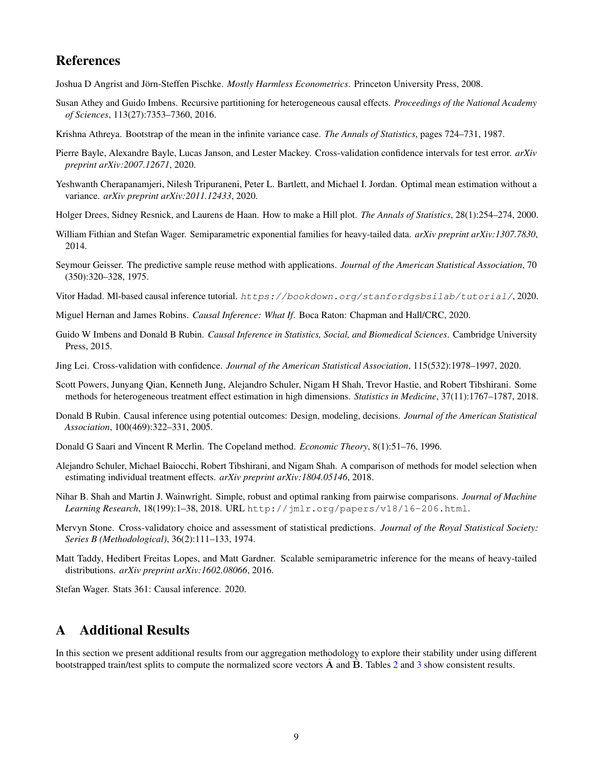## References

Joshua D Angrist and Jörn-Steffen Pischke. *Mostly Harmless Econometrics*. Princeton University Press, 2008.

Susan Athey and Guido Imbens. Recursive partitioning for heterogeneous causal effects. *Proceedings of the National Academy of Sciences*, 113(27):7353–7360, 2016.

Krishna Athreya. Bootstrap of the mean in the infinite variance case. *The Annals of Statistics*, pages 724–731, 1987.

Pierre Bayle, Alexandre Bayle, Lucas Janson, and Lester Mackey. Cross-validation confidence intervals for test error. *arXiv preprint arXiv:2007.12671*, 2020.

Yeshwanth Cherapanamjeri, Nilesh Tripuraneni, Peter L. Bartlett, and Michael I. Jordan. Optimal mean estimation without a variance. *arXiv preprint arXiv:2011.12433*, 2020.

Holger Drees, Sidney Resnick, and Laurens de Haan. How to make a Hill plot. *The Annals of Statistics*, 28(1):254–274, 2000.

William Fithian and Stefan Wager. Semiparametric exponential families for heavy-tailed data. *arXiv preprint arXiv:1307.7830*, 2014.

Seymour Geisser. The predictive sample reuse method with applications. *Journal of the American Statistical Association*, 70 (350):320–328, 1975.

Vitor Hadad. Ml-based causal inference tutorial. `https://bookdown.org/stanfordgsbsilab/tutorial/`, 2020.

Miguel Hernan and James Robins. *Causal Inference: What If*. Boca Raton: Chapman and Hall/CRC, 2020.

Guido W Imbens and Donald B Rubin. *Causal Inference in Statistics, Social, and Biomedical Sciences*. Cambridge University Press, 2015.

Jing Lei. Cross-validation with confidence. *Journal of the American Statistical Association*, 115(532):1978–1997, 2020.

Scott Powers, Junyang Qian, Kenneth Jung, Alejandro Schuler, Nigam H Shah, Trevor Hastie, and Robert Tibshirani. Some methods for heterogeneous treatment effect estimation in high dimensions. *Statistics in Medicine*, 37(11):1767–1787, 2018.

Donald B Rubin. Causal inference using potential outcomes: Design, modeling, decisions. *Journal of the American Statistical Association*, 100(469):322–331, 2005.

Donald G Saari and Vincent R Merlin. The Copeland method. *Economic Theory*, 8(1):51–76, 1996.

Alejandro Schuler, Michael Baiocchi, Robert Tibshirani, and Nigam Shah. A comparison of methods for model selection when estimating individual treatment effects. *arXiv preprint arXiv:1804.05146*, 2018.

Nihar B. Shah and Martin J. Wainwright. Simple, robust and optimal ranking from pairwise comparisons. *Journal of Machine Learning Research*, 18(199):1–38, 2018. URL `http://jmlr.org/papers/v18/16-206.html`.

Mervyn Stone. Cross-validatory choice and assessment of statistical predictions. *Journal of the Royal Statistical Society: Series B (Methodological)*, 36(2):111–133, 1974.

Matt Taddy, Hedibert Freitas Lopes, and Matt Gardner. Scalable semiparametric inference for the means of heavy-tailed distributions. *arXiv preprint arXiv:1602.08066*, 2016.

Stefan Wager. Stats 361: Causal inference. 2020.

## A Additional Results

In this section we present additional results from our aggregation methodology to explore their stability under using different bootstrapped train/test splits to compute the normalized score vectors $\hat{\mathbf{A}}$ and $\hat{\mathbf{B}}$. Tables 2 and 3 show consistent results.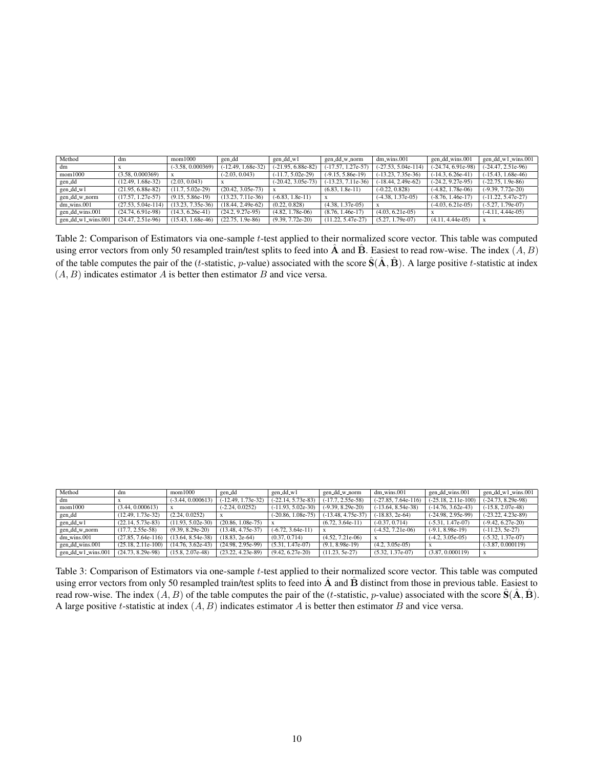| Method | dm | mom1000 | gen_dd | gen_dd_w1 | gen_dd_w_norm | dm_wins.001 | gen_dd_wins.001 | gen_dd_w1_wins.001 |
|---|---|---|---|---|---|---|---|---|
| dm | x | (-3.58, 0.000369) | (-12.49, 1.68e-32) | (-21.95, 6.88e-82) | (-17.57, 1.27e-57) | (-27.53, 5.04e-114) | (-24.74, 6.91e-98) | (-24.47, 2.51e-96) |
| mom1000 | (3.58, 0.000369) | x | (-2.03, 0.043) | (-11.7, 5.02e-29) | (-9.15, 5.86e-19) | (-13.23, 7.35e-36) | (-14.3, 6.26e-41) | (-15.43, 1.68e-46) |
| gen_dd | (12.49, 1.68e-32) | (2.03, 0.043) | x | (-20.42, 3.05e-73) | (-13.23, 7.11e-36) | (-18.44, 2.49e-62) | (-24.2, 9.27e-95) | (-22.75, 1.9e-86) |
| gen_dd_w1 | (21.95, 6.88e-82) | (11.7, 5.02e-29) | (20.42, 3.05e-73) | x | (6.83, 1.8e-11) | (-0.22, 0.828) | (-4.82, 1.78e-06) | (-9.39, 7.72e-20) |
| gen_dd_w_norm | (17.57, 1.27e-57) | (9.15, 5.86e-19) | (13.23, 7.11e-36) | (-6.83, 1.8e-11) | x | (-4.38, 1.37e-05) | (-8.76, 1.46e-17) | (-11.22, 5.47e-27) |
| dm_wins.001 | (27.53, 5.04e-114) | (13.23, 7.35e-36) | (18.44, 2.49e-62) | (0.22, 0.828) | (4.38, 1.37e-05) | x | (-4.03, 6.21e-05) | (-5.27, 1.79e-07) |
| gen_dd_wins.001 | (24.74, 6.91e-98) | (14.3, 6.26e-41) | (24.2, 9.27e-95) | (4.82, 1.78e-06) | (8.76, 1.46e-17) | (4.03, 6.21e-05) | x | (-4.11, 4.44e-05) |
| gen_dd_w1_wins.001 | (24.47, 2.51e-96) | (15.43, 1.68e-46) | (22.75, 1.9e-86) | (9.39, 7.72e-20) | (11.22, 5.47e-27) | (5.27, 1.79e-07) | (4.11, 4.44e-05) | x |

Table 2: Comparison of Estimators via one-sample $t$-test applied to their normalized score vector. This table was computed using error vectors from only 50 resampled train/test splits to feed into $\hat{\mathbf{A}}$ and $\hat{\mathbf{B}}$. Easiest to read row-wise. The index $(A, B)$ of the table computes the pair of the ($t$-statistic, $p$-value) associated with the score $\hat{\mathbf{S}}(\hat{\mathbf{A}}, \hat{\mathbf{B}})$. A large positive $t$-statistic at index $(A, B)$ indicates estimator $A$ is better then estimator $B$ and vice versa.

| Method | dm | mom1000 | gen_dd | gen_dd_w1 | gen_dd_w_norm | dm_wins.001 | gen_dd_wins.001 | gen_dd_w1_wins.001 |
|---|---|---|---|---|---|---|---|---|
| dm | x | (-3.44, 0.000613) | (-12.49, 1.73e-32) | (-22.14, 5.73e-83) | (-17.7, 2.55e-58) | (-27.85, 7.64e-116) | (-25.18, 2.11e-100) | (-24.73, 8.29e-98) |
| mom1000 | (3.44, 0.000613) | x | (-2.24, 0.0252) | (-11.93, 5.02e-30) | (-9.39, 8.29e-20) | (-13.64, 8.54e-38) | (-14.76, 3.62e-43) | (-15.8, 2.07e-48) |
| gen_dd | (12.49, 1.73e-32) | (2.24, 0.0252) | x | (-20.86, 1.08e-75) | (-13.48, 4.75e-37) | (-18.83, 2e-64) | (-24.98, 2.95e-99) | (-23.22, 4.23e-89) |
| gen_dd_w1 | (22.14, 5.73e-83) | (11.93, 5.02e-30) | (20.86, 1.08e-75) | x | (6.72, 3.64e-11) | (-0.37, 0.714) | (-5.31, 1.47e-07) | (-9.42, 6.27e-20) |
| gen_dd_w_norm | (17.7, 2.55e-58) | (9.39, 8.29e-20) | (13.48, 4.75e-37) | (-6.72, 3.64e-11) | x | (-4.52, 7.21e-06) | (-9.1, 8.98e-19) | (-11.23, 5e-27) |
| dm_wins.001 | (27.85, 7.64e-116) | (13.64, 8.54e-38) | (18.83, 2e-64) | (0.37, 0.714) | (4.52, 7.21e-06) | x | (-4.2, 3.05e-05) | (-5.32, 1.37e-07) |
| gen_dd_wins.001 | (25.18, 2.11e-100) | (14.76, 3.62e-43) | (24.98, 2.95e-99) | (5.31, 1.47e-07) | (9.1, 8.98e-19) | (4.2, 3.05e-05) | x | (-3.87, 0.000119) |
| gen_dd_w1_wins.001 | (24.73, 8.29e-98) | (15.8, 2.07e-48) | (23.22, 4.23e-89) | (9.42, 6.27e-20) | (11.23, 5e-27) | (5.32, 1.37e-07) | (3.87, 0.000119) | x |

Table 3: Comparison of Estimators via one-sample $t$-test applied to their normalized score vector. This table was computed using error vectors from only 50 resampled train/test splits to feed into $\hat{\mathbf{A}}$ and $\hat{\mathbf{B}}$ distinct from those in previous table. Easiest to read row-wise. The index $(A, B)$ of the table computes the pair of the ($t$-statistic, $p$-value) associated with the score $\hat{\mathbf{S}}(\hat{\mathbf{A}}, \hat{\mathbf{B}})$. A large positive $t$-statistic at index $(A, B)$ indicates estimator $A$ is better then estimator $B$ and vice versa.